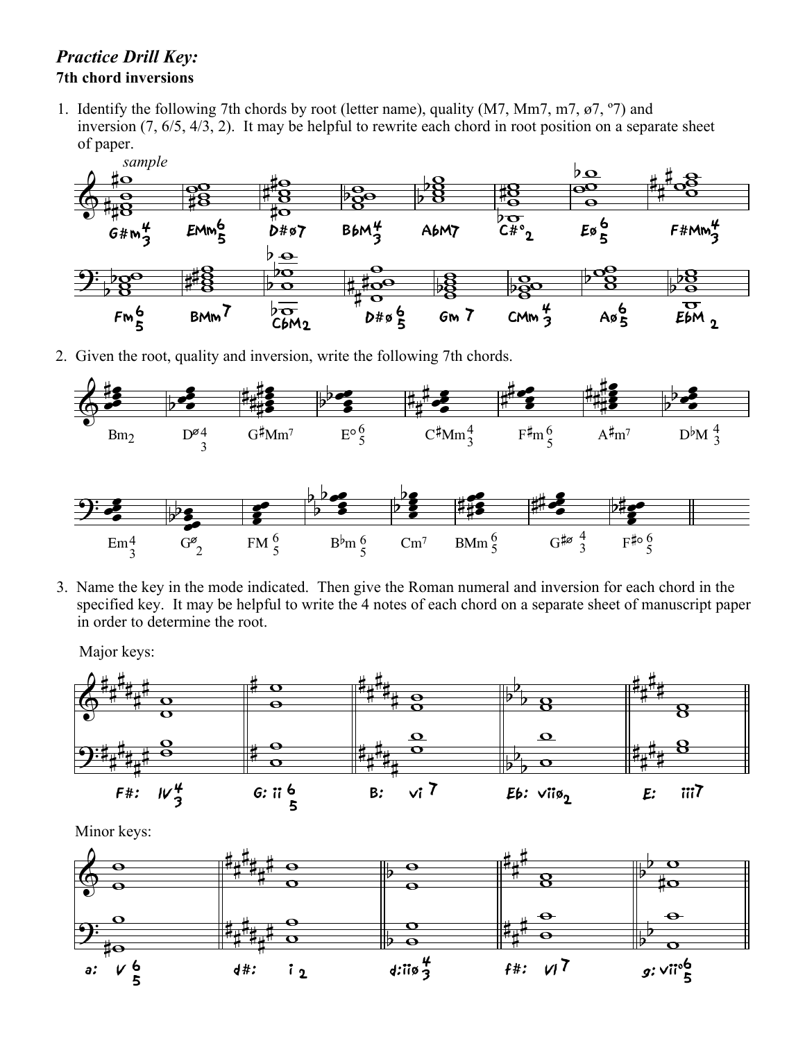# *Practice Drill Key:*

**7th chord inversions**

1. Identify the following 7th chords by root (letter name), quality (M7, Mm7, m7, ø7, º7) and inversion (7, 6/5, 4/3, 2). It may be helpful to rewrite each chord in root position on a separate sheet of paper.

*sample*

G#m 4/3 | EMm 6/5 | D#ø7 | BbM 4/3 | AbM7 | C#° 2 | Eø 6/5 | F#Mm 4/3

Fm 6/5 | BMm 7 | CbM 2 | D#ø 6/5 | Gm 7 | CMm 4/3 | Aø 6/5 | EbM 2

2. Given the root, quality and inversion, write the following 7th chords.

Bm2 | Dø 4/3 | G♯Mm7 | E° 6/5 | C♯Mm 4/3 | F♯m 6/5 | A♯m7 | D♭M 4/3

Em 4/3 | Gø2 | FM 6/5 | B♭m 6/5 | Cm7 | BMm 6/5 | G♯ø 4/3 | F♯° 6/5

3. Name the key in the mode indicated. Then give the Roman numeral and inversion for each chord in the specified key. It may be helpful to write the 4 notes of each chord on a separate sheet of manuscript paper in order to determine the root.

Major keys:

F#: IV 4/3 | G: ii 6/5 | B: vi 7 | Eb: viiø2 | E: iii7

Minor keys:

a: V 6/5 | d#: i 2 | d: iiø 4/3 | f#: VI 7 | g: vii° 6/5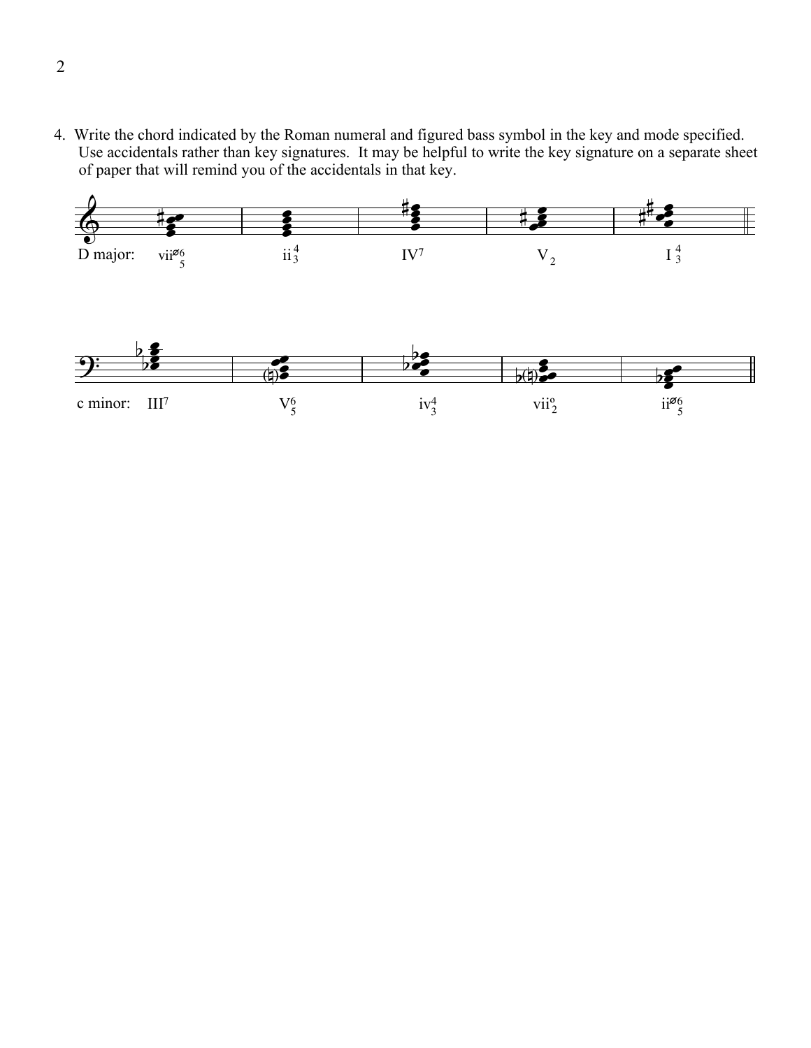4. Write the chord indicated by the Roman numeral and figured bass symbol in the key and mode specified. Use accidentals rather than key signatures. It may be helpful to write the key signature on a separate sheet of paper that will remind you of the accidentals in that key.

D major: $\text{vii}^{ø6}_{5}$ $\quad$ $\text{ii}^{4}_{3}$ $\quad$ $\text{IV}^{7}$ $\quad$ $\text{V}_{2}$ $\quad$ $\text{I}^{4}_{3}$

c minor: $\text{III}^{7}$ $\quad$ $\text{V}^{6}_{5}$ $\quad$ $\text{iv}^{4}_{3}$ $\quad$ $\text{vii}^{o}_{2}$ $\quad$ $\text{ii}^{ø6}_{5}$